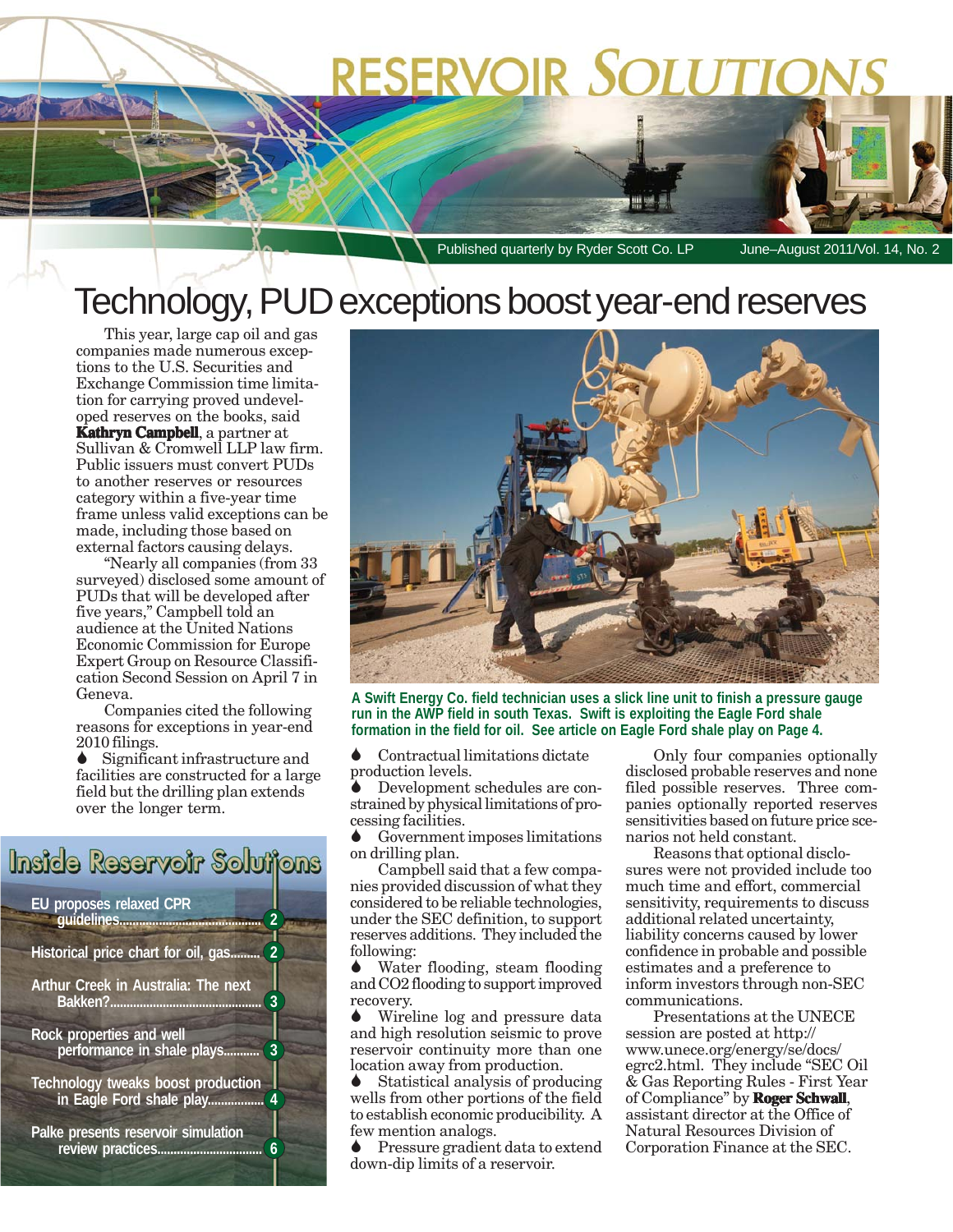# RESERVOIR SOLUTIONS

Published quarterly by Ryder Scott Co. LP — June–August 2011/Vol. 14, No. 2

## Technology, PUD exceptions boost year-end reserves

This year, large cap oil and gas companies made numerous exceptions to the U.S. Securities and Exchange Commission time limitation for carrying proved undeveloped reserves on the books, said **Kathryn Campbell**, a partner at Sullivan & Cromwell LLP law firm. Public issuers must convert PUDs to another reserves or resources category within a five-year time frame unless valid exceptions can be made, including those based on external factors causing delays.

"Nearly all companies (from 33 surveyed) disclosed some amount of PUDs that will be developed after five years," Campbell told an audience at the United Nations Economic Commission for Europe Expert Group on Resource Classification Second Session on April 7 in Geneva.

Companies cited the following reasons for exceptions in year-end 2010 filings.

- Significant infrastructure and facilities are constructed for a large field but the drilling plan extends over the longer term.
- Contractual limitations dictate production levels.
- Development schedules are constrained by physical limitations of processing facilities.
- Government imposes limitations on drilling plan.

Campbell said that a few companies provided discussion of what they considered to be reliable technologies, under the SEC definition, to support reserves additions. They included the following:

- Water flooding, steam flooding and CO2 flooding to support improved recovery.
- Wireline log and pressure data and high resolution seismic to prove reservoir continuity more than one location away from production.
- Statistical analysis of producing wells from other portions of the field to establish economic producibility. A few mention analogs.
- Pressure gradient data to extend down-dip limits of a reservoir.

Only four companies optionally disclosed probable reserves and none filed possible reserves. Three companies optionally reported reserves sensitivities based on future price scenarios not held constant.

Reasons that optional disclosures were not provided include too much time and effort, commercial sensitivity, requirements to discuss additional related uncertainty, liability concerns caused by lower confidence in probable and possible estimates and a preference to inform investors through non-SEC communications.

Presentations at the UNECE session are posted at http://www.unece.org/energy/se/docs/egrc2.html. They include "SEC Oil & Gas Reporting Rules - First Year of Compliance" by **Roger Schwall**, assistant director at the Office of Natural Resources Division of Corporation Finance at the SEC.

A Swift Energy Co. field technician uses a slick line unit to finish a pressure gauge run in the AWP field in south Texas. Swift is exploiting the Eagle Ford shale formation in the field for oil. See article on Eagle Ford shale play on Page 4.

### Inside Reservoir Solutions

- EU proposes relaxed CPR guidelines .......... 2
- Historical price chart for oil, gas .......... 2
- Arthur Creek in Australia: The next Bakken? .......... 3
- Rock properties and well performance in shale plays .......... 3
- Technology tweaks boost production in Eagle Ford shale play .......... 4
- Palke presents reservoir simulation review practices .......... 6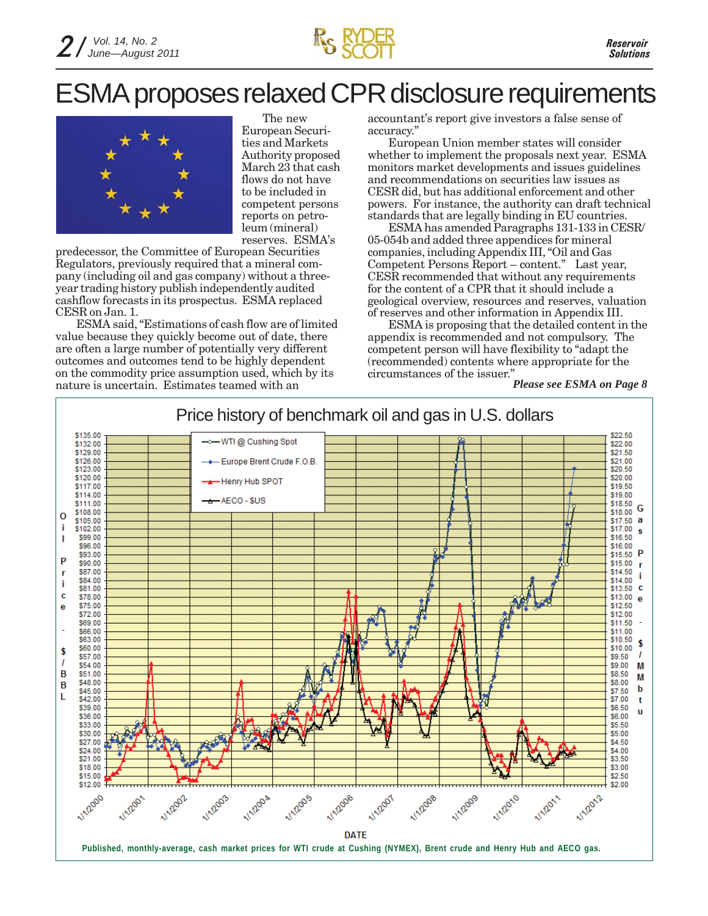# ESMA proposes relaxed CPR disclosure requirements

The new European Securities and Markets Authority proposed March 23 that cash flows do not have to be included in competent persons reports on petroleum (mineral) reserves. ESMA's predecessor, the Committee of European Securities Regulators, previously required that a mineral company (including oil and gas company) without a three-year trading history publish independently audited cashflow forecasts in its prospectus. ESMA replaced CESR on Jan. 1.

ESMA said, "Estimations of cash flow are of limited value because they quickly become out of date, there are often a large number of potentially very different outcomes and outcomes tend to be highly dependent on the commodity price assumption used, which by its nature is uncertain. Estimates teamed with an accountant's report give investors a false sense of accuracy."

European Union member states will consider whether to implement the proposals next year. ESMA monitors market developments and issues guidelines and recommendations on securities law issues as CESR did, but has additional enforcement and other powers. For instance, the authority can draft technical standards that are legally binding in EU countries.

ESMA has amended Paragraphs 131-133 in CESR/05-054b and added three appendices for mineral companies, including Appendix III, "Oil and Gas Competent Persons Report – content." Last year, CESR recommended that without any requirements for the content of a CPR that it should include a geological overview, resources and reserves, valuation of reserves and other information in Appendix III.

ESMA is proposing that the detailed content in the appendix is recommended and not compulsory. The competent person will have flexibility to "adapt the (recommended) contents where appropriate for the circumstances of the issuer."

***Please see ESMA on Page 8***

## Price history of benchmark oil and gas in U.S. dollars

Published, monthly-average, cash market prices for WTI crude at Cushing (NYMEX), Brent crude and Henry Hub and AECO gas.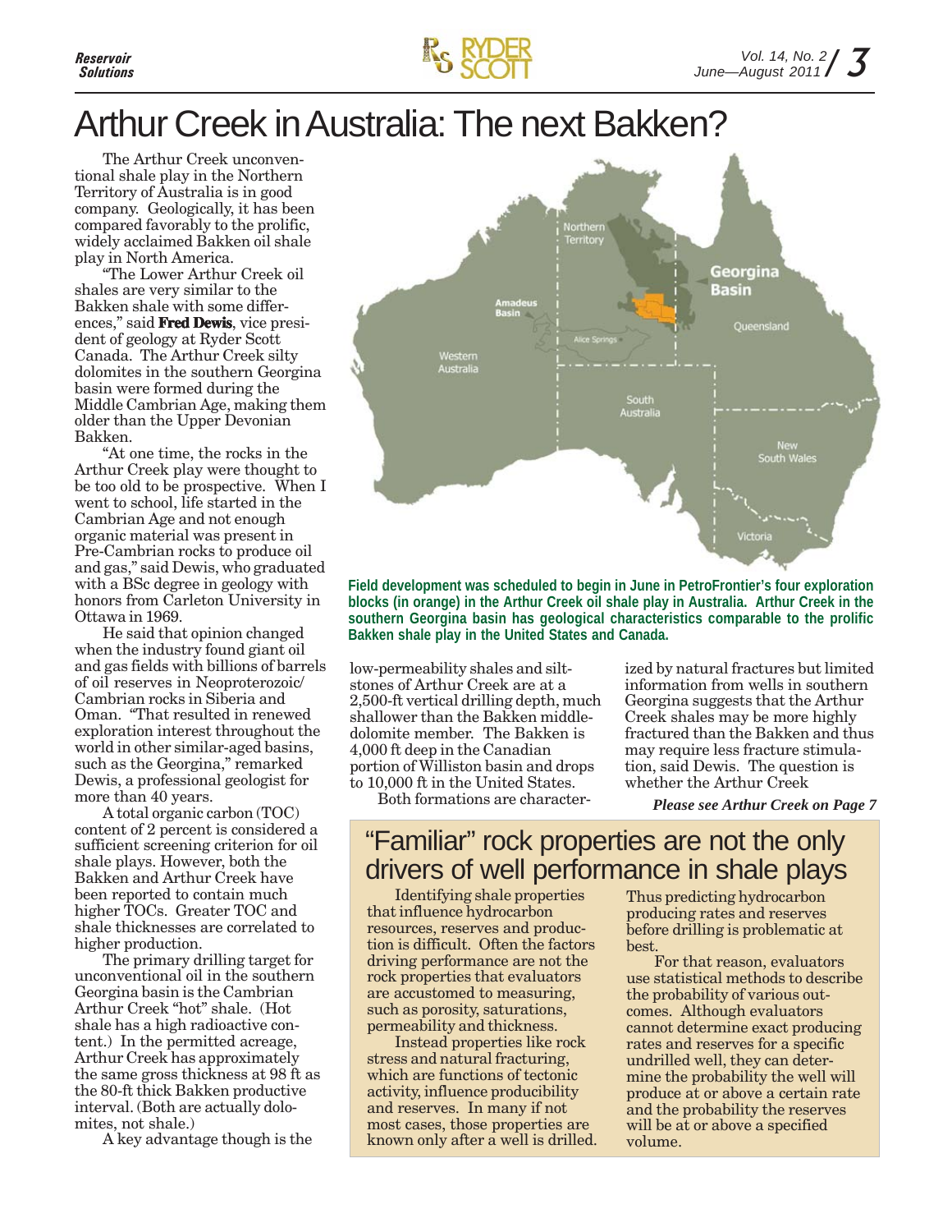# Arthur Creek in Australia: The next Bakken?

The Arthur Creek unconventional shale play in the Northern Territory of Australia is in good company. Geologically, it has been compared favorably to the prolific, widely acclaimed Bakken oil shale play in North America.

"The Lower Arthur Creek oil shales are very similar to the Bakken shale with some differences," said **Fred Dewis**, vice president of geology at Ryder Scott Canada. The Arthur Creek silty dolomites in the southern Georgina basin were formed during the Middle Cambrian Age, making them older than the Upper Devonian Bakken.

"At one time, the rocks in the Arthur Creek play were thought to be too old to be prospective. When I went to school, life started in the Cambrian Age and not enough organic material was present in Pre-Cambrian rocks to produce oil and gas," said Dewis, who graduated with a BSc degree in geology with honors from Carleton University in Ottawa in 1969.

He said that opinion changed when the industry found giant oil and gas fields with billions of barrels of oil reserves in Neoproterozoic/Cambrian rocks in Siberia and Oman. "That resulted in renewed exploration interest throughout the world in other similar-aged basins, such as the Georgina," remarked Dewis, a professional geologist for more than 40 years.

A total organic carbon (TOC) content of 2 percent is considered a sufficient screening criterion for oil shale plays. However, both the Bakken and Arthur Creek have been reported to contain much higher TOCs. Greater TOC and shale thicknesses are correlated to higher production.

The primary drilling target for unconventional oil in the southern Georgina basin is the Cambrian Arthur Creek "hot" shale. (Hot shale has a high radioactive content.) In the permitted acreage, Arthur Creek has approximately the same gross thickness at 98 ft as the 80-ft thick Bakken productive interval. (Both are actually dolomites, not shale.)

A key advantage though is the low-permeability shales and siltstones of Arthur Creek are at a 2,500-ft vertical drilling depth, much shallower than the Bakken middle-dolomite member. The Bakken is 4,000 ft deep in the Canadian portion of Williston basin and drops to 10,000 ft in the United States.

Both formations are characterized by natural fractures but limited information from wells in southern Georgina suggests that the Arthur Creek shales may be more highly fractured than the Bakken and thus may require less fracture stimulation, said Dewis. The question is whether the Arthur Creek

***Please see Arthur Creek on Page 7***

**Field development was scheduled to begin in June in PetroFrontier's four exploration blocks (in orange) in the Arthur Creek oil shale play in Australia. Arthur Creek in the southern Georgina basin has geological characteristics comparable to the prolific Bakken shale play in the United States and Canada.**

## "Familiar" rock properties are not the only drivers of well performance in shale plays

Identifying shale properties that influence hydrocarbon resources, reserves and production is difficult. Often the factors driving performance are not the rock properties that evaluators are accustomed to measuring, such as porosity, saturations, permeability and thickness.

Instead properties like rock stress and natural fracturing, which are functions of tectonic activity, influence producibility and reserves. In many if not most cases, those properties are known only after a well is drilled. Thus predicting hydrocarbon producing rates and reserves before drilling is problematic at best.

For that reason, evaluators use statistical methods to describe the probability of various outcomes. Although evaluators cannot determine exact producing rates and reserves for a specific undrilled well, they can determine the probability the well will produce at or above a certain rate and the probability the reserves will be at or above a specified volume.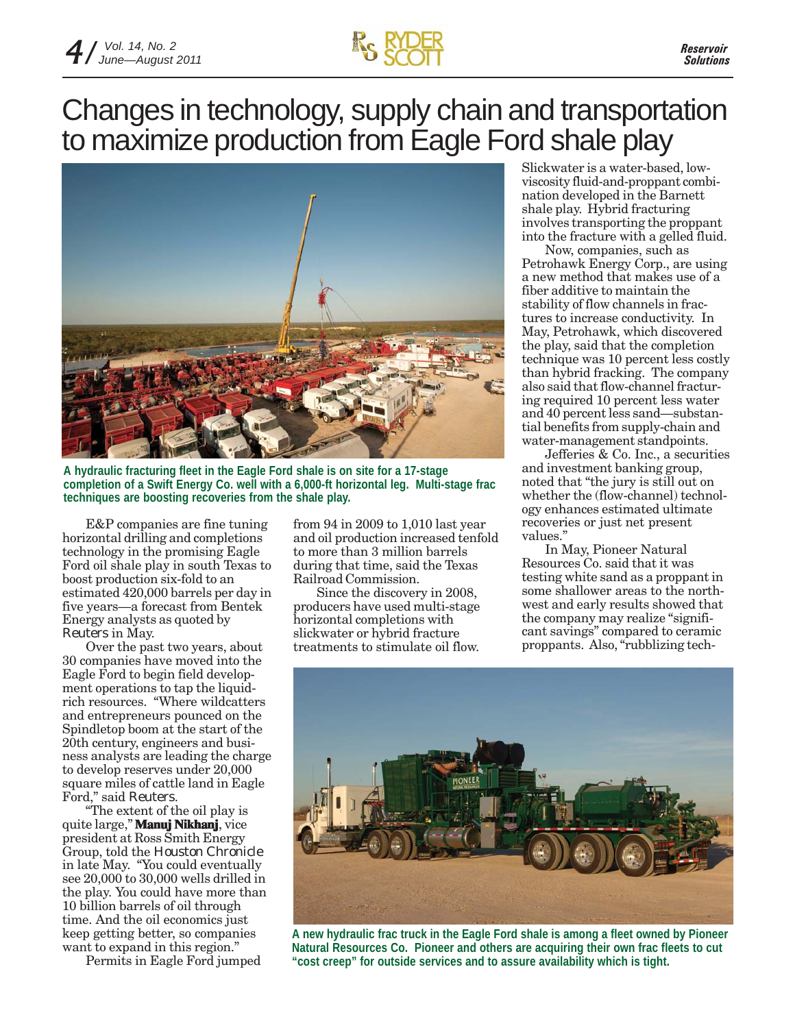# Changes in technology, supply chain and transportation to maximize production from Eagle Ford shale play

A hydraulic fracturing fleet in the Eagle Ford shale is on site for a 17-stage completion of a Swift Energy Co. well with a 6,000-ft horizontal leg. Multi-stage frac techniques are boosting recoveries from the shale play.

E&P companies are fine tuning horizontal drilling and completions technology in the promising Eagle Ford oil shale play in south Texas to boost production six-fold to an estimated 420,000 barrels per day in five years—a forecast from Bentek Energy analysts as quoted by *Reuters* in May.

Over the past two years, about 30 companies have moved into the Eagle Ford to begin field development operations to tap the liquid-rich resources. "Where wildcatters and entrepreneurs pounced on the Spindletop boom at the start of the 20th century, engineers and business analysts are leading the charge to develop reserves under 20,000 square miles of cattle land in Eagle Ford," said *Reuters*.

"The extent of the oil play is quite large," **Manuj Nikhanj**, vice president at Ross Smith Energy Group, told the *Houston Chronicle* in late May. "You could eventually see 20,000 to 30,000 wells drilled in the play. You could have more than 10 billion barrels of oil through time. And the oil economics just keep getting better, so companies want to expand in this region."

Permits in Eagle Ford jumped from 94 in 2009 to 1,010 last year and oil production increased tenfold to more than 3 million barrels during that time, said the Texas Railroad Commission.

Since the discovery in 2008, producers have used multi-stage horizontal completions with slickwater or hybrid fracture treatments to stimulate oil flow. Slickwater is a water-based, low-viscosity fluid-and-proppant combination developed in the Barnett shale play. Hybrid fracturing involves transporting the proppant into the fracture with a gelled fluid.

Now, companies, such as Petrohawk Energy Corp., are using a new method that makes use of a fiber additive to maintain the stability of flow channels in fractures to increase conductivity. In May, Petrohawk, which discovered the play, said that the completion technique was 10 percent less costly than hybrid fracking. The company also said that flow-channel fracturing required 10 percent less water and 40 percent less sand—substantial benefits from supply-chain and water-management standpoints.

Jefferies & Co. Inc., a securities and investment banking group, noted that "the jury is still out on whether the (flow-channel) technology enhances estimated ultimate recoveries or just net present values."

In May, Pioneer Natural Resources Co. said that it was testing white sand as a proppant in some shallower areas to the northwest and early results showed that the company may realize "significant savings" compared to ceramic proppants. Also, "rubblizing tech-

A new hydraulic frac truck in the Eagle Ford shale is among a fleet owned by Pioneer Natural Resources Co. Pioneer and others are acquiring their own frac fleets to cut "cost creep" for outside services and to assure availability which is tight.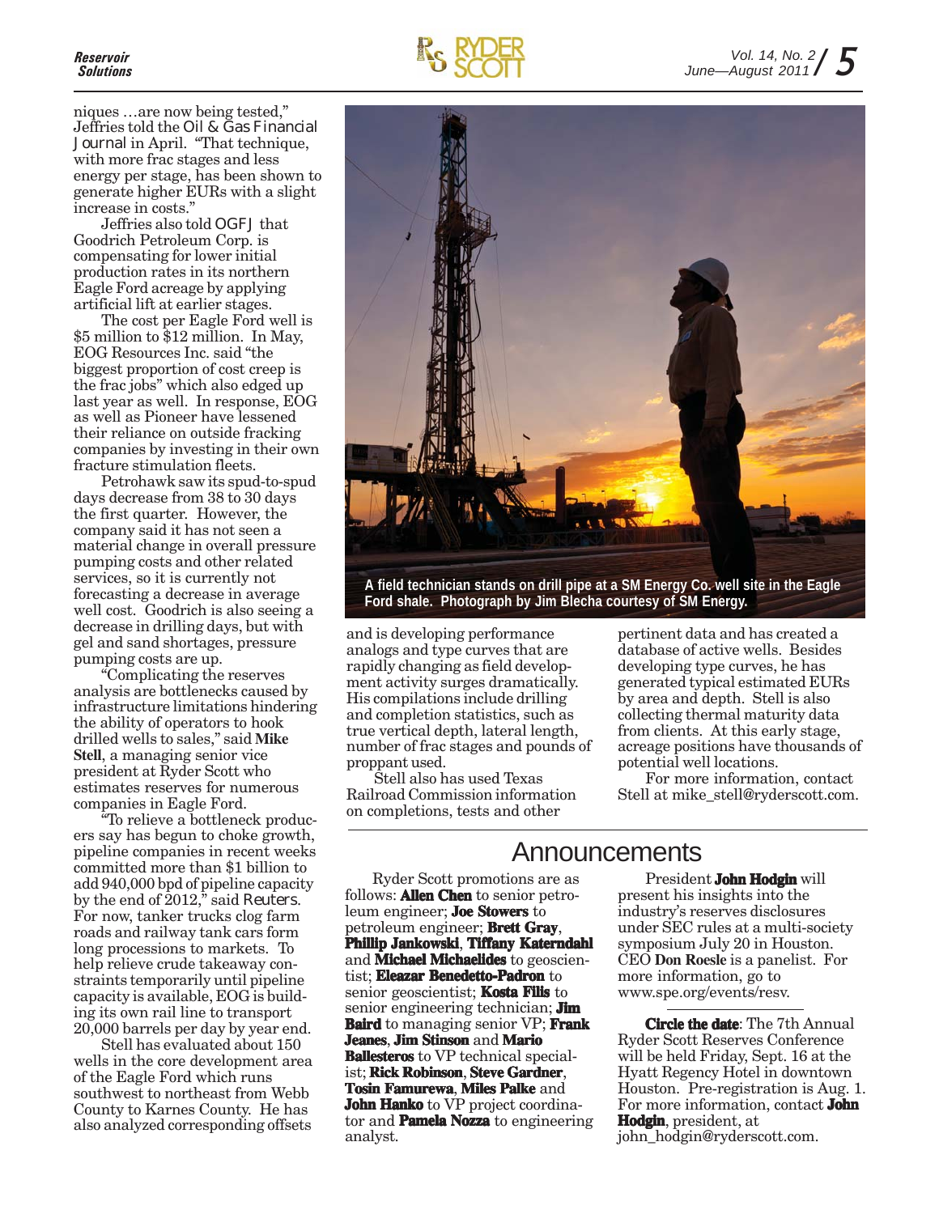niques …are now being tested," Jeffries told the *Oil & Gas Financial Journal* in April. "That technique, with more frac stages and less energy per stage, has been shown to generate higher EURs with a slight increase in costs."

Jeffries also told *OGFJ* that Goodrich Petroleum Corp. is compensating for lower initial production rates in its northern Eagle Ford acreage by applying artificial lift at earlier stages.

The cost per Eagle Ford well is $5 million to $12 million. In May, EOG Resources Inc. said "the biggest proportion of cost creep is the frac jobs" which also edged up last year as well. In response, EOG as well as Pioneer have lessened their reliance on outside fracking companies by investing in their own fracture stimulation fleets.

Petrohawk saw its spud-to-spud days decrease from 38 to 30 days the first quarter. However, the company said it has not seen a material change in overall pressure pumping costs and other related services, so it is currently not forecasting a decrease in average well cost. Goodrich is also seeing a decrease in drilling days, but with gel and sand shortages, pressure pumping costs are up.

"Complicating the reserves analysis are bottlenecks caused by infrastructure limitations hindering the ability of operators to hook drilled wells to sales," said **Mike Stell**, a managing senior vice president at Ryder Scott who estimates reserves for numerous companies in Eagle Ford.

"To relieve a bottleneck producers say has begun to choke growth, pipeline companies in recent weeks committed more than $1 billion to add 940,000 bpd of pipeline capacity by the end of 2012," said *Reuters*. For now, tanker trucks clog farm roads and railway tank cars form long processions to markets. To help relieve crude takeaway constraints temporarily until pipeline capacity is available, EOG is building its own rail line to transport 20,000 barrels per day by year end.

Stell has evaluated about 150 wells in the core development area of the Eagle Ford which runs southwest to northeast from Webb County to Karnes County. He has also analyzed corresponding offsets and is developing performance analogs and type curves that are rapidly changing as field development activity surges dramatically. His compilations include drilling and completion statistics, such as true vertical depth, lateral length, number of frac stages and pounds of proppant used.

Stell also has used Texas Railroad Commission information on completions, tests and other pertinent data and has created a database of active wells. Besides developing type curves, he has generated typical estimated EURs by area and depth. Stell is also collecting thermal maturity data from clients. At this early stage, acreage positions have thousands of potential well locations.

For more information, contact Stell at mike_stell@ryderscott.com.

A field technician stands on drill pipe at a SM Energy Co. well site in the Eagle Ford shale. Photograph by Jim Blecha courtesy of SM Energy.

## Announcements

Ryder Scott promotions are as follows: **Allen Chen** to senior petroleum engineer; **Joe Stowers** to petroleum engineer; **Brett Gray**, **Phillip Jankowski**, **Tiffany Katerndahl** and **Michael Michaelides** to geoscientist; **Eleazar Benedetto-Padron** to senior geoscientist; **Kosta Filis** to senior engineering technician; **Jim Baird** to managing senior VP; **Frank Jeanes**, **Jim Stinson** and **Mario Ballesteros** to VP technical specialist; **Rick Robinson**, **Steve Gardner**, **Tosin Famurewa**, **Miles Palke** and **John Hanko** to VP project coordinator and **Pamela Nozza** to engineering analyst.

President **John Hodgin** will present his insights into the industry's reserves disclosures under SEC rules at a multi-society symposium July 20 in Houston. CEO **Don Roesle** is a panelist. For more information, go to www.spe.org/events/resv.

**Circle the date**: The 7th Annual Ryder Scott Reserves Conference will be held Friday, Sept. 16 at the Hyatt Regency Hotel in downtown Houston. Pre-registration is Aug. 1. For more information, contact **John Hodgin**, president, at john_hodgin@ryderscott.com.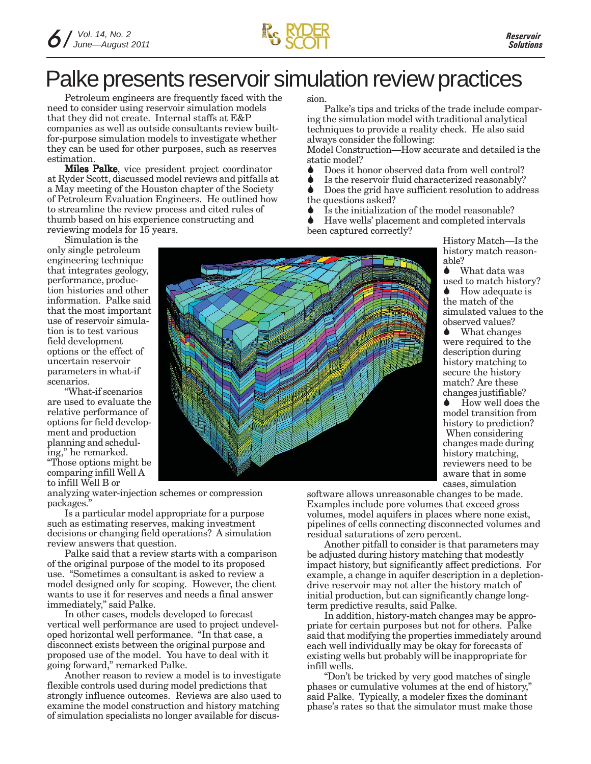# Palke presents reservoir simulation review practices

Petroleum engineers are frequently faced with the need to consider using reservoir simulation models that they did not create. Internal staffs at E&P companies as well as outside consultants review built-for-purpose simulation models to investigate whether they can be used for other purposes, such as reserves estimation.

**Miles Palke**, vice president project coordinator at Ryder Scott, discussed model reviews and pitfalls at a May meeting of the Houston chapter of the Society of Petroleum Evaluation Engineers. He outlined how to streamline the review process and cited rules of thumb based on his experience constructing and reviewing models for 15 years.

Simulation is the only single petroleum engineering technique that integrates geology, performance, production histories and other information. Palke said that the most important use of reservoir simulation is to test various field development options or the effect of uncertain reservoir parameters in what-if scenarios.

"What-if scenarios are used to evaluate the relative performance of options for field development and production planning and scheduling," he remarked. "Those options might be comparing infill Well A to infill Well B or analyzing water-injection schemes or compression packages."

Is a particular model appropriate for a purpose such as estimating reserves, making investment decisions or changing field operations? A simulation review answers that question.

Palke said that a review starts with a comparison of the original purpose of the model to its proposed use. "Sometimes a consultant is asked to review a model designed only for scoping. However, the client wants to use it for reserves and needs a final answer immediately," said Palke.

In other cases, models developed to forecast vertical well performance are used to project undeveloped horizontal well performance. "In that case, a disconnect exists between the original purpose and proposed use of the model. You have to deal with it going forward," remarked Palke.

Another reason to review a model is to investigate flexible controls used during model predictions that strongly influence outcomes. Reviews are also used to examine the model construction and history matching of simulation specialists no longer available for discussion.

Palke's tips and tricks of the trade include comparing the simulation model with traditional analytical techniques to provide a reality check. He also said always consider the following:

Model Construction—How accurate and detailed is the static model?

- Does it honor observed data from well control?
- Is the reservoir fluid characterized reasonably?
- Does the grid have sufficient resolution to address the questions asked?
- Is the initialization of the model reasonable?
- Have wells' placement and completed intervals been captured correctly?

History Match—Is the history match reasonable?

- What data was used to match history?
- How adequate is the match of the simulated values to the observed values?
- What changes were required to the description during history matching to secure the history match? Are these changes justifiable?
- How well does the model transition from history to prediction?

When considering changes made during history matching, reviewers need to be aware that in some cases, simulation software allows unreasonable changes to be made. Examples include pore volumes that exceed gross volumes, model aquifers in places where none exist, pipelines of cells connecting disconnected volumes and residual saturations of zero percent.

Another pitfall to consider is that parameters may be adjusted during history matching that modestly impact history, but significantly affect predictions. For example, a change in aquifer description in a depletion-drive reservoir may not alter the history match of initial production, but can significantly change long-term predictive results, said Palke.

In addition, history-match changes may be appropriate for certain purposes but not for others. Palke said that modifying the properties immediately around each well individually may be okay for forecasts of existing wells but probably will be inappropriate for infill wells.

"Don't be tricked by very good matches of single phases or cumulative volumes at the end of history," said Palke. Typically, a modeler fixes the dominant phase's rates so that the simulator must make those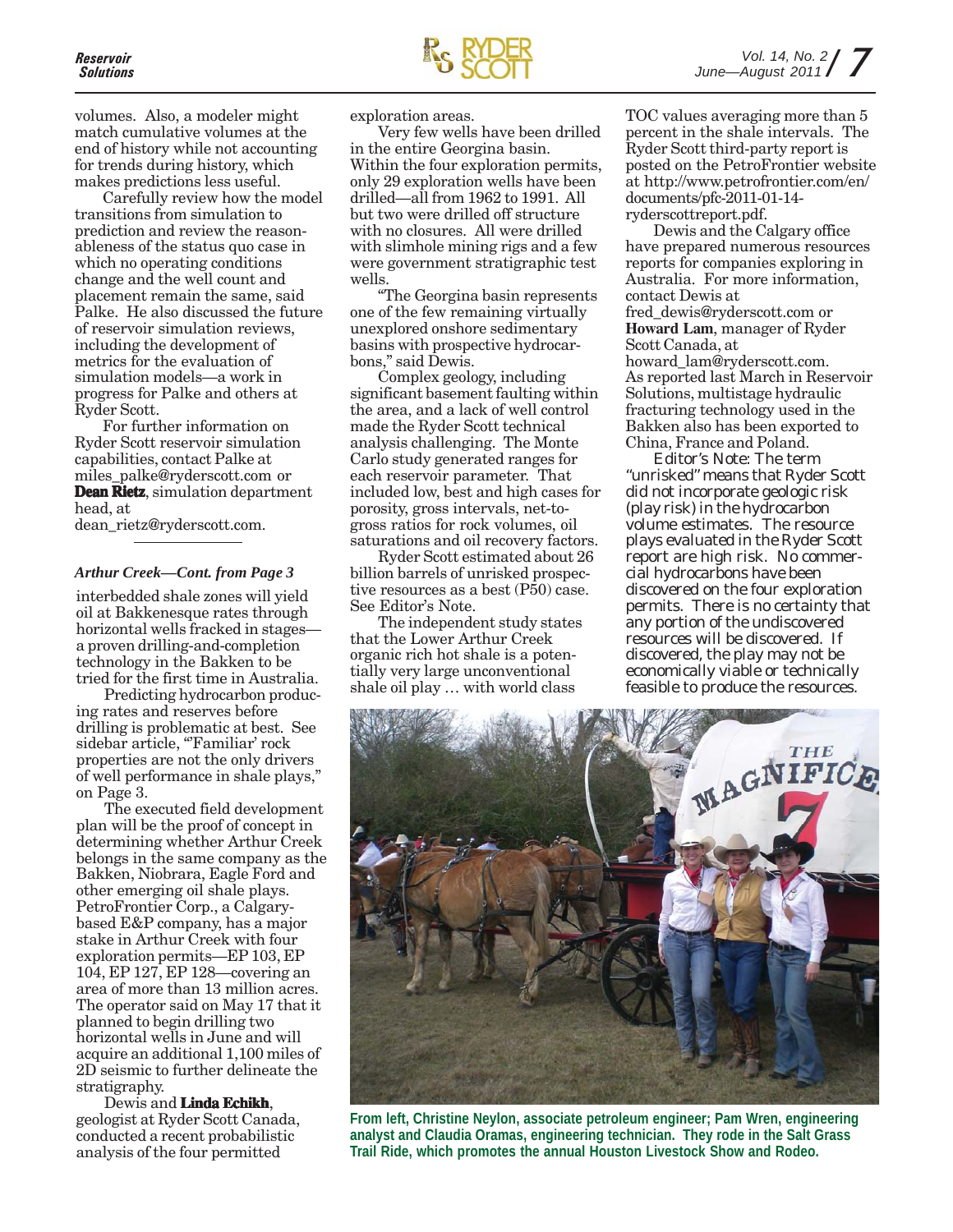volumes. Also, a modeler might match cumulative volumes at the end of history while not accounting for trends during history, which makes predictions less useful.

Carefully review how the model transitions from simulation to prediction and review the reasonableness of the status quo case in which no operating conditions change and the well count and placement remain the same, said Palke. He also discussed the future of reservoir simulation reviews, including the development of metrics for the evaluation of simulation models—a work in progress for Palke and others at Ryder Scott.

For further information on Ryder Scott reservoir simulation capabilities, contact Palke at miles_palke@ryderscott.com or **Dean Rietz**, simulation department head, at dean_rietz@ryderscott.com.

---

*Arthur Creek—Cont. from Page 3*

interbedded shale zones will yield oil at Bakkenesque rates through horizontal wells fracked in stages—a proven drilling-and-completion technology in the Bakken to be tried for the first time in Australia.

Predicting hydrocarbon producing rates and reserves before drilling is problematic at best. See sidebar article, "'Familiar' rock properties are not the only drivers of well performance in shale plays," on Page 3.

The executed field development plan will be the proof of concept in determining whether Arthur Creek belongs in the same company as the Bakken, Niobrara, Eagle Ford and other emerging oil shale plays. PetroFrontier Corp., a Calgary-based E&P company, has a major stake in Arthur Creek with four exploration permits—EP 103, EP 104, EP 127, EP 128—covering an area of more than 13 million acres. The operator said on May 17 that it planned to begin drilling two horizontal wells in June and will acquire an additional 1,100 miles of 2D seismic to further delineate the stratigraphy.

Dewis and **Linda Echikh**, geologist at Ryder Scott Canada, conducted a recent probabilistic analysis of the four permitted exploration areas.

Very few wells have been drilled in the entire Georgina basin. Within the four exploration permits, only 29 exploration wells have been drilled—all from 1962 to 1991. All but two were drilled off structure with no closures. All were drilled with slimhole mining rigs and a few were government stratigraphic test wells.

"The Georgina basin represents one of the few remaining virtually unexplored onshore sedimentary basins with prospective hydrocarbons," said Dewis.

Complex geology, including significant basement faulting within the area, and a lack of well control made the Ryder Scott technical analysis challenging. The Monte Carlo study generated ranges for each reservoir parameter. That included low, best and high cases for porosity, gross intervals, net-to-gross ratios for rock volumes, oil saturations and oil recovery factors.

Ryder Scott estimated about 26 billion barrels of unrisked prospective resources as a best (P50) case. See Editor's Note.

The independent study states that the Lower Arthur Creek organic rich hot shale is a potentially very large unconventional shale oil play … with world class TOC values averaging more than 5 percent in the shale intervals. The Ryder Scott third-party report is posted on the PetroFrontier website at http://www.petrofrontier.com/en/documents/pfc-2011-01-14-ryderscottreport.pdf.

Dewis and the Calgary office have prepared numerous resources reports for companies exploring in Australia. For more information, contact Dewis at fred_dewis@ryderscott.com or **Howard Lam**, manager of Ryder Scott Canada, at howard_lam@ryderscott.com.

As reported last March in Reservoir Solutions, multistage hydraulic fracturing technology used in the Bakken also has been exported to China, France and Poland.

*Editor's Note: The term "unrisked" means that Ryder Scott did not incorporate geologic risk (play risk) in the hydrocarbon volume estimates. The resource plays evaluated in the Ryder Scott report are high risk. No commercial hydrocarbons have been discovered on the four exploration permits. There is no certainty that any portion of the undiscovered resources will be discovered. If discovered, the play may not be economically viable or technically feasible to produce the resources.*

**From left, Christine Neylon, associate petroleum engineer; Pam Wren, engineering analyst and Claudia Oramas, engineering technician. They rode in the Salt Grass Trail Ride, which promotes the annual Houston Livestock Show and Rodeo.**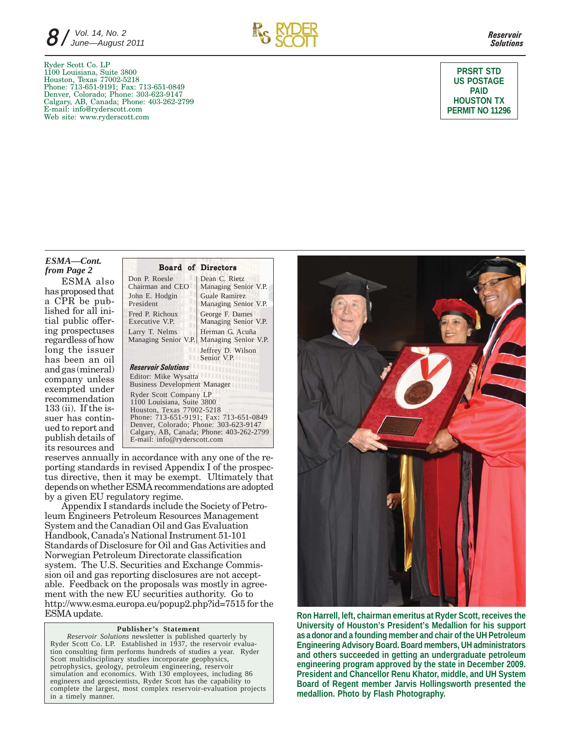Ryder Scott Co. LP
1100 Louisiana, Suite 3800
Houston, Texas 77002-5218
Phone: 713-651-9191; Fax: 713-651-0849
Denver, Colorado; Phone: 303-623-9147
Calgary, AB, Canada; Phone: 403-262-2799
E-mail: info@ryderscott.com
Web site: www.ryderscott.com

PRSRT STD
US POSTAGE
PAID
HOUSTON TX
PERMIT NO 11296

***ESMA—Cont. from Page 2***

ESMA also has proposed that a CPR be published for all initial public offering prospectuses regardless of how long the issuer has been an oil and gas (mineral) company unless exempted under recommendation 133 (ii). If the issuer has continued to report and publish details of its resources and reserves annually in accordance with any one of the reporting standards in revised Appendix I of the prospectus directive, then it may be exempt. Ultimately that depends on whether ESMA recommendations are adopted by a given EU regulatory regime.

Appendix I standards include the Society of Petroleum Engineers Petroleum Resources Management System and the Canadian Oil and Gas Evaluation Handbook, Canada's National Instrument 51-101 Standards of Disclosure for Oil and Gas Activities and Norwegian Petroleum Directorate classification system. The U.S. Securities and Exchange Commission oil and gas reporting disclosures are not acceptable. Feedback on the proposals was mostly in agreement with the new EU securities authority. Go to http://www.esma.europa.eu/popup2.php?id=7515 for the ESMA update.

**Board of Directors**

| | |
|---|---|
| Don P. Roesle<br>Chairman and CEO | Dean C. Rietz<br>Managing Senior V.P. |
| John E. Hodgin<br>President | Guale Ramirez<br>Managing Senior V.P. |
| Fred P. Richoux<br>Executive V.P. | George F. Dames<br>Managing Senior V.P. |
| Larry T. Nelms<br>Managing Senior V.P. | Herman G. Acuña<br>Managing Senior V.P. |
| | Jeffrey D. Wilson<br>Senior V.P. |

***Reservoir Solutions***
Editor: Mike Wysatta
Business Development Manager

Ryder Scott Company LP
1100 Louisiana, Suite 3800
Houston, Texas 77002-5218
Phone: 713-651-9191; Fax: 713-651-0849
Denver, Colorado; Phone: 303-623-9147
Calgary, AB, Canada; Phone: 403-262-2799
E-mail: info@ryderscott.com

**Publisher's Statement**

*Reservoir Solutions* newsletter is published quarterly by Ryder Scott Co. LP. Established in 1937, the reservoir evaluation consulting firm performs hundreds of studies a year. Ryder Scott multidisciplinary studies incorporate geophysics, petrophysics, geology, petroleum engineering, reservoir simulation and economics. With 130 employees, including 86 engineers and geoscientists, Ryder Scott has the capability to complete the largest, most complex reservoir-evaluation projects in a timely manner.

**Ron Harrell, left, chairman emeritus at Ryder Scott, receives the University of Houston's President's Medallion for his support as a donor and a founding member and chair of the UH Petroleum Engineering Advisory Board. Board members, UH administrators and others succeeded in getting an undergraduate petroleum engineering program approved by the state in December 2009. President and Chancellor Renu Khator, middle, and UH System Board of Regent member Jarvis Hollingsworth presented the medallion. Photo by Flash Photography.**